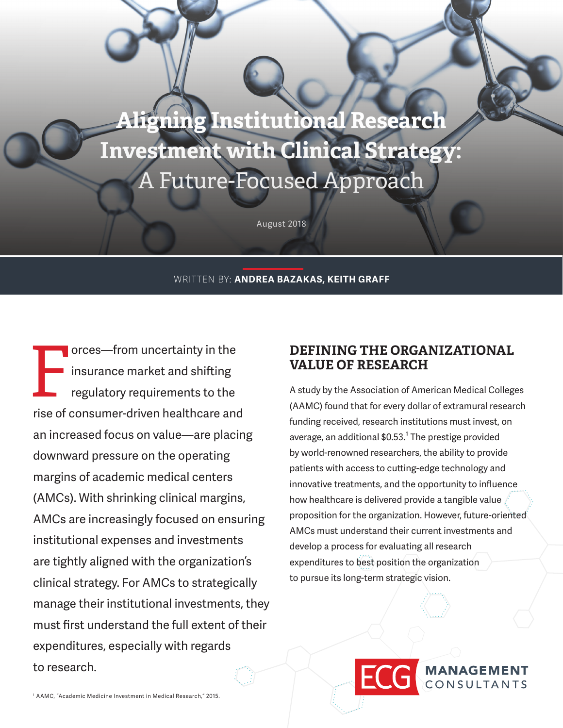# Aligning Institutional Research Investment with Clinical Strategy: A Future-Focused Approach

August 2018

WRITTEN BY: **ANDREA BAZAKAS, KEITH GRAFF**

Forces—from uncertainty in the insurance market and shifting regulatory requirements to the rise of consumer-driven healthcare and an increased focus on value—are placing downward pressure on the operating margins of academic medical centers (AMCs). With shrinking clinical margins, AMCs are increasingly focused on ensuring institutional expenses and investments are tightly aligned with the organization's clinical strategy. For AMCs to strategically manage their institutional investments, they must first understand the full extent of their expenditures, especially with regards to research.

## DEFINING THE ORGANIZATIONAL VALUE OF RESEARCH

A study by the Association of American Medical Colleges (AAMC) found that for every dollar of extramural research funding received, research institutions must invest, on average, an additional $0.53.[1] The prestige provided by world-renowned researchers, the ability to provide patients with access to cutting-edge technology and innovative treatments, and the opportunity to influence how healthcare is delivered provide a tangible value proposition for the organization. However, future-oriented AMCs must understand their current investments and develop a process for evaluating all research expenditures to best position the organization to pursue its long-term strategic vision.

[1] AAMC, "Academic Medicine Investment in Medical Research," 2015.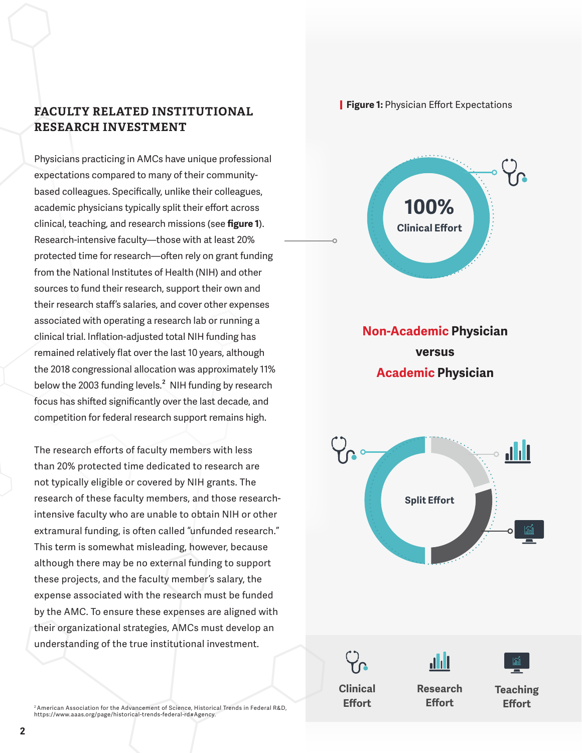## FACULTY RELATED INSTITUTIONAL RESEARCH INVESTMENT

Physicians practicing in AMCs have unique professional expectations compared to many of their community-based colleagues. Specifically, unlike their colleagues, academic physicians typically split their effort across clinical, teaching, and research missions (see **figure 1**). Research-intensive faculty—those with at least 20% protected time for research—often rely on grant funding from the National Institutes of Health (NIH) and other sources to fund their research, support their own and their research staff's salaries, and cover other expenses associated with operating a research lab or running a clinical trial. Inflation-adjusted total NIH funding has remained relatively flat over the last 10 years, although the 2018 congressional allocation was approximately 11% below the 2003 funding levels.[2] NIH funding by research focus has shifted significantly over the last decade, and competition for federal research support remains high.

The research efforts of faculty members with less than 20% protected time dedicated to research are not typically eligible or covered by NIH grants. The research of these faculty members, and those research-intensive faculty who are unable to obtain NIH or other extramural funding, is often called "unfunded research." This term is somewhat misleading, however, because although there may be no external funding to support these projects, and the faculty member's salary, the expense associated with the research must be funded by the AMC. To ensure these expenses are aligned with their organizational strategies, AMCs must develop an understanding of the true institutional investment.

**Figure 1:** Physician Effort Expectations

100% Clinical Effort

**Non-Academic Physician versus Academic Physician**

Split Effort

Clinical Effort | Research Effort | Teaching Effort

[2] American Association for the Advancement of Science, Historical Trends in Federal R&D, https://www.aaas.org/page/historical-trends-federal-rd#Agency.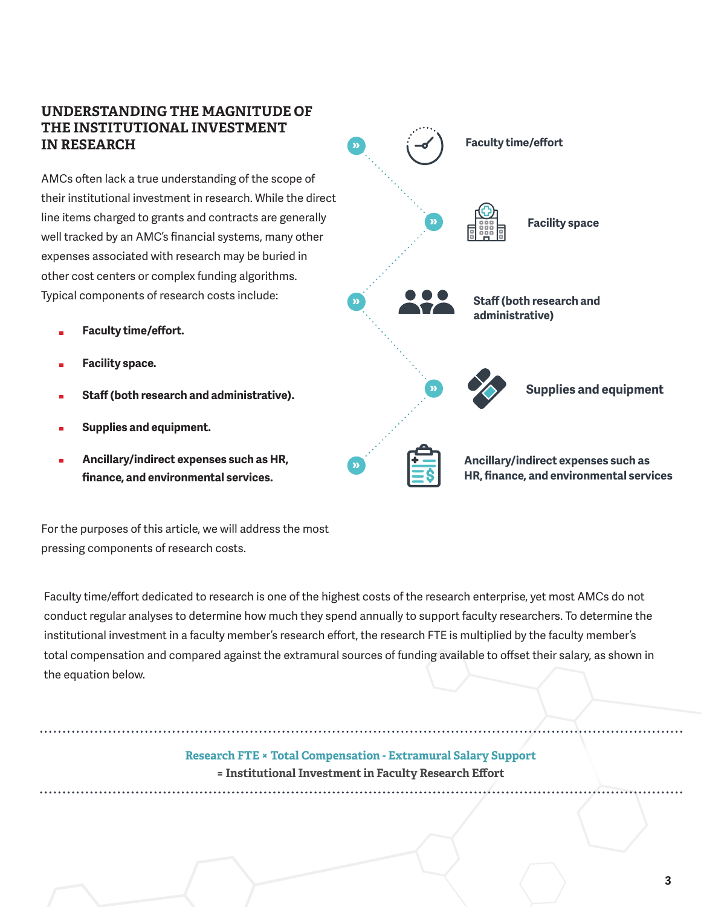## UNDERSTANDING THE MAGNITUDE OF THE INSTITUTIONAL INVESTMENT IN RESEARCH

AMCs often lack a true understanding of the scope of their institutional investment in research. While the direct line items charged to grants and contracts are generally well tracked by an AMC's financial systems, many other expenses associated with research may be buried in other cost centers or complex funding algorithms. Typical components of research costs include:

- **Faculty time/effort.**
- **Facility space.**
- **Staff (both research and administrative).**
- **Supplies and equipment.**
- **Ancillary/indirect expenses such as HR, finance, and environmental services.**

For the purposes of this article, we will address the most pressing components of research costs.

Faculty time/effort dedicated to research is one of the highest costs of the research enterprise, yet most AMCs do not conduct regular analyses to determine how much they spend annually to support faculty researchers. To determine the institutional investment in a faculty member's research effort, the research FTE is multiplied by the faculty member's total compensation and compared against the extramural sources of funding available to offset their salary, as shown in the equation below.

$$\text{Research FTE} \times \text{Total Compensation} - \text{Extramural Salary Support} = \text{Institutional Investment in Faculty Research Effort}$$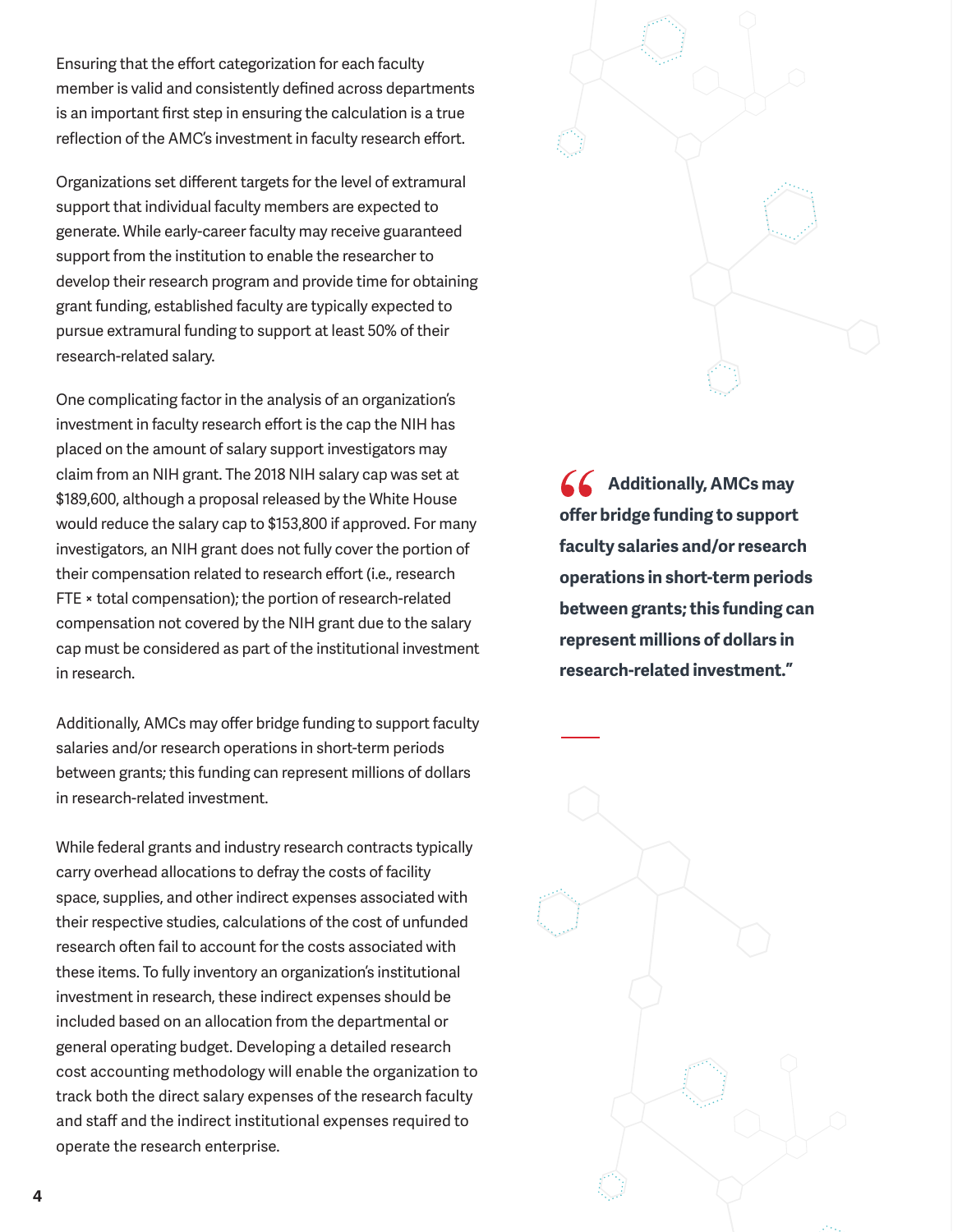Ensuring that the effort categorization for each faculty member is valid and consistently defined across departments is an important first step in ensuring the calculation is a true reflection of the AMC's investment in faculty research effort.

Organizations set different targets for the level of extramural support that individual faculty members are expected to generate. While early-career faculty may receive guaranteed support from the institution to enable the researcher to develop their research program and provide time for obtaining grant funding, established faculty are typically expected to pursue extramural funding to support at least 50% of their research-related salary.

One complicating factor in the analysis of an organization's investment in faculty research effort is the cap the NIH has placed on the amount of salary support investigators may claim from an NIH grant. The 2018 NIH salary cap was set at $189,600, although a proposal released by the White House would reduce the salary cap to $153,800 if approved. For many investigators, an NIH grant does not fully cover the portion of their compensation related to research effort (i.e., research FTE × total compensation); the portion of research-related compensation not covered by the NIH grant due to the salary cap must be considered as part of the institutional investment in research.

Additionally, AMCs may offer bridge funding to support faculty salaries and/or research operations in short-term periods between grants; this funding can represent millions of dollars in research-related investment.

While federal grants and industry research contracts typically carry overhead allocations to defray the costs of facility space, supplies, and other indirect expenses associated with their respective studies, calculations of the cost of unfunded research often fail to account for the costs associated with these items. To fully inventory an organization's institutional investment in research, these indirect expenses should be included based on an allocation from the departmental or general operating budget. Developing a detailed research cost accounting methodology will enable the organization to track both the direct salary expenses of the research faculty and staff and the indirect institutional expenses required to operate the research enterprise.

> **"Additionally, AMCs may offer bridge funding to support faculty salaries and/or research operations in short-term periods between grants; this funding can represent millions of dollars in research-related investment."**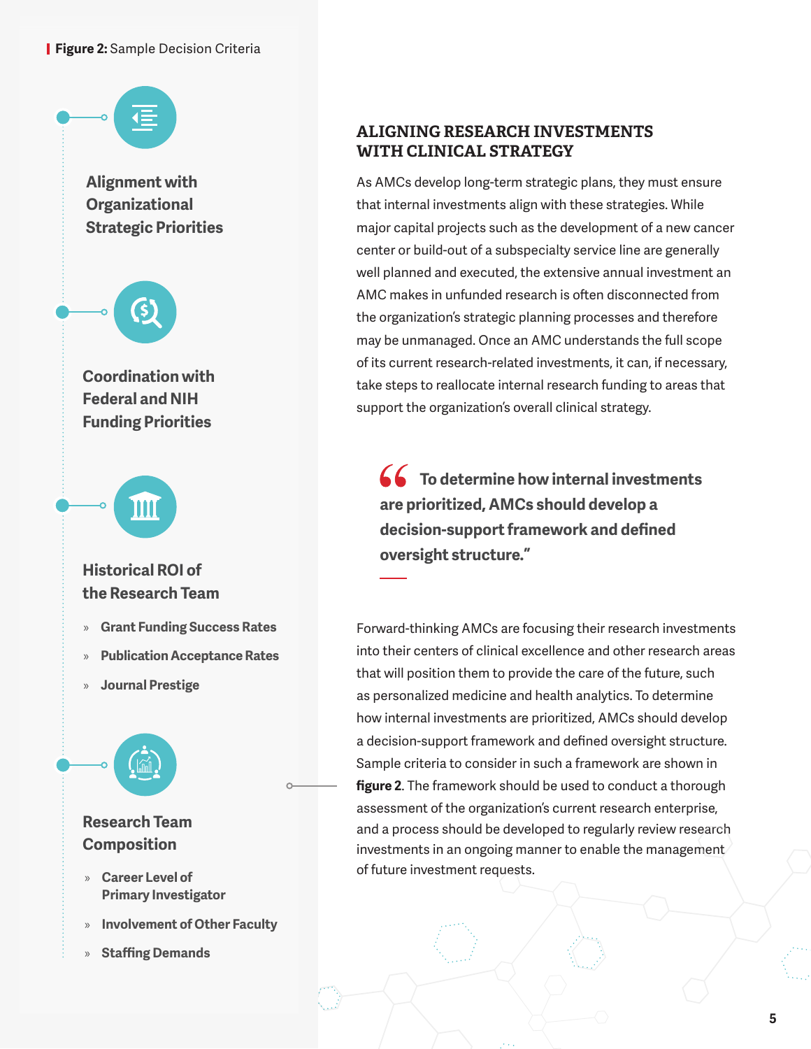**Figure 2:** Sample Decision Criteria

**Alignment with Organizational Strategic Priorities**

**Coordination with Federal and NIH Funding Priorities**

**Historical ROI of the Research Team**

- Grant Funding Success Rates
- Publication Acceptance Rates
- Journal Prestige

**Research Team Composition**

- Career Level of Primary Investigator
- Involvement of Other Faculty
- Staffing Demands

## ALIGNING RESEARCH INVESTMENTS WITH CLINICAL STRATEGY

As AMCs develop long-term strategic plans, they must ensure that internal investments align with these strategies. While major capital projects such as the development of a new cancer center or build-out of a subspecialty service line are generally well planned and executed, the extensive annual investment an AMC makes in unfunded research is often disconnected from the organization's strategic planning processes and therefore may be unmanaged. Once an AMC understands the full scope of its current research-related investments, it can, if necessary, take steps to reallocate internal research funding to areas that support the organization's overall clinical strategy.

> **"To determine how internal investments are prioritized, AMCs should develop a decision-support framework and defined oversight structure."**

Forward-thinking AMCs are focusing their research investments into their centers of clinical excellence and other research areas that will position them to provide the care of the future, such as personalized medicine and health analytics. To determine how internal investments are prioritized, AMCs should develop a decision-support framework and defined oversight structure. Sample criteria to consider in such a framework are shown in **figure 2**. The framework should be used to conduct a thorough assessment of the organization's current research enterprise, and a process should be developed to regularly review research investments in an ongoing manner to enable the management of future investment requests.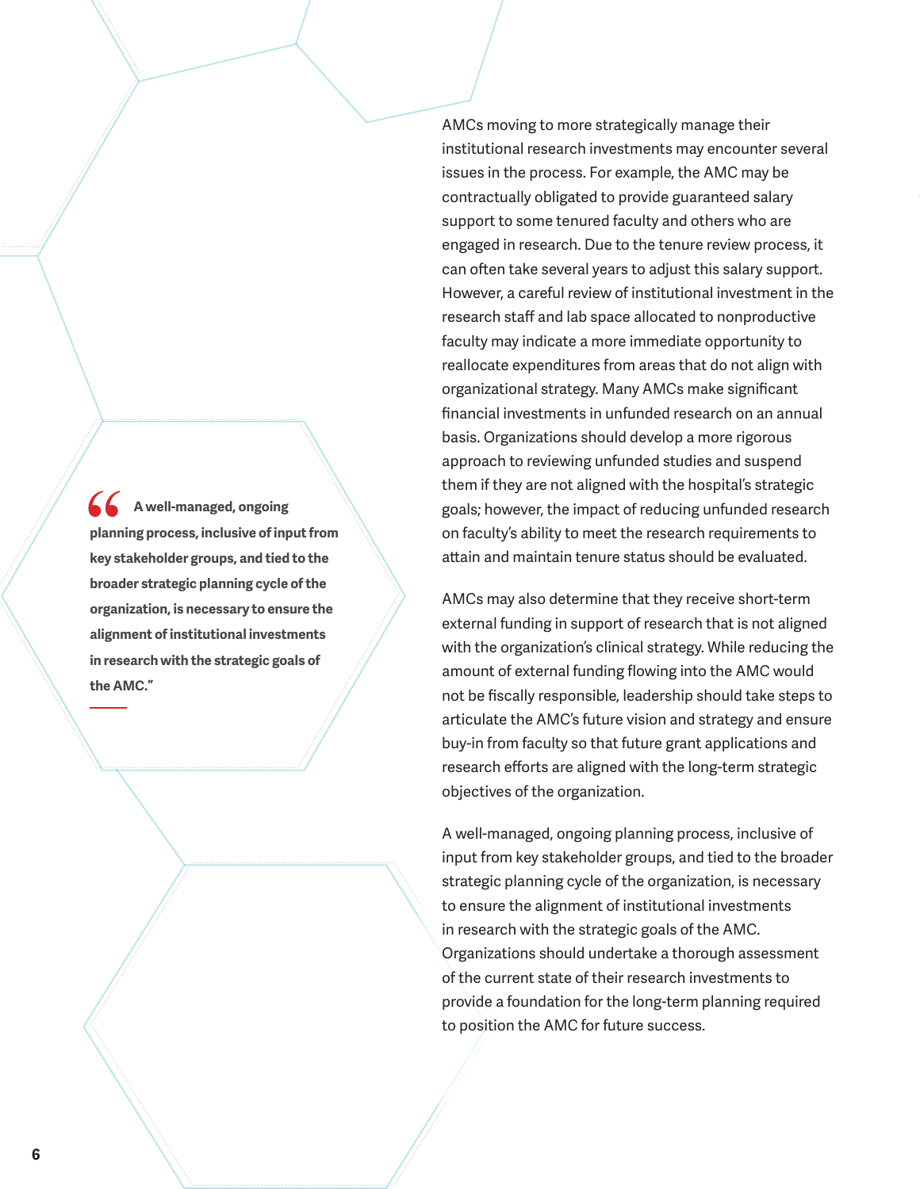AMCs moving to more strategically manage their institutional research investments may encounter several issues in the process. For example, the AMC may be contractually obligated to provide guaranteed salary support to some tenured faculty and others who are engaged in research. Due to the tenure review process, it can often take several years to adjust this salary support. However, a careful review of institutional investment in the research staff and lab space allocated to nonproductive faculty may indicate a more immediate opportunity to reallocate expenditures from areas that do not align with organizational strategy. Many AMCs make significant financial investments in unfunded research on an annual basis. Organizations should develop a more rigorous approach to reviewing unfunded studies and suspend them if they are not aligned with the hospital's strategic goals; however, the impact of reducing unfunded research on faculty's ability to meet the research requirements to attain and maintain tenure status should be evaluated.

> **"A well-managed, ongoing planning process, inclusive of input from key stakeholder groups, and tied to the broader strategic planning cycle of the organization, is necessary to ensure the alignment of institutional investments in research with the strategic goals of the AMC."**

AMCs may also determine that they receive short-term external funding in support of research that is not aligned with the organization's clinical strategy. While reducing the amount of external funding flowing into the AMC would not be fiscally responsible, leadership should take steps to articulate the AMC's future vision and strategy and ensure buy-in from faculty so that future grant applications and research efforts are aligned with the long-term strategic objectives of the organization.

A well-managed, ongoing planning process, inclusive of input from key stakeholder groups, and tied to the broader strategic planning cycle of the organization, is necessary to ensure the alignment of institutional investments in research with the strategic goals of the AMC. Organizations should undertake a thorough assessment of the current state of their research investments to provide a foundation for the long-term planning required to position the AMC for future success.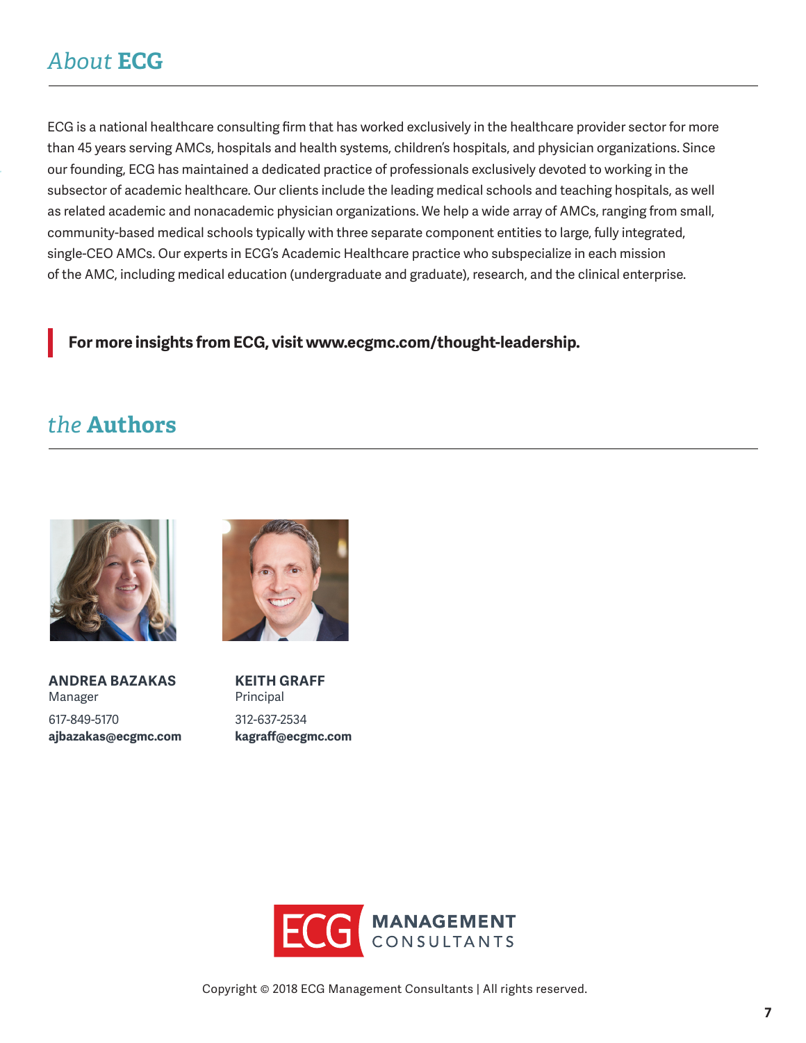## *About* **ECG**

ECG is a national healthcare consulting firm that has worked exclusively in the healthcare provider sector for more than 45 years serving AMCs, hospitals and health systems, children's hospitals, and physician organizations. Since our founding, ECG has maintained a dedicated practice of professionals exclusively devoted to working in the subsector of academic healthcare. Our clients include the leading medical schools and teaching hospitals, as well as related academic and nonacademic physician organizations. We help a wide array of AMCs, ranging from small, community-based medical schools typically with three separate component entities to large, fully integrated, single-CEO AMCs. Our experts in ECG's Academic Healthcare practice who subspecialize in each mission of the AMC, including medical education (undergraduate and graduate), research, and the clinical enterprise.

**For more insights from ECG, visit www.ecgmc.com/thought-leadership.**

## *the* **Authors**

**ANDREA BAZAKAS**
Manager
617-849-5170
**ajbazakas@ecgmc.com**

**KEITH GRAFF**
Principal
312-637-2534
**kagraff@ecgmc.com**

ECG MANAGEMENT CONSULTANTS

Copyright © 2018 ECG Management Consultants | All rights reserved.